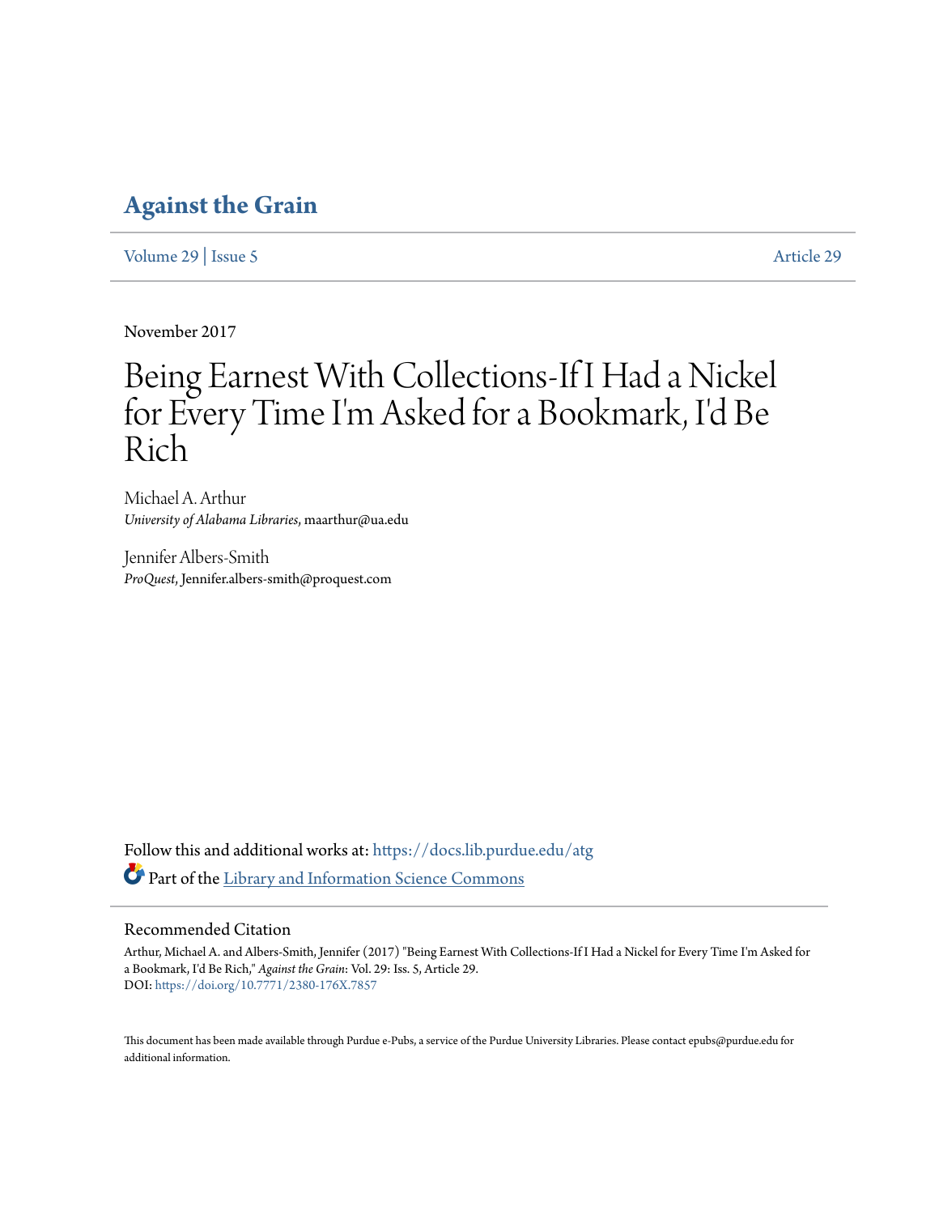# Against the Grain

Volume 29 | Issue 5 Article 29

November 2017

# Being Earnest With Collections-If I Had a Nickel for Every Time I'm Asked for a Bookmark, I'd Be Rich

Michael A. Arthur
*University of Alabama Libraries*, maarthur@ua.edu

Jennifer Albers-Smith
*ProQuest*, Jennifer.albers-smith@proquest.com

Follow this and additional works at: https://docs.lib.purdue.edu/atg

Part of the Library and Information Science Commons

## Recommended Citation

Arthur, Michael A. and Albers-Smith, Jennifer (2017) "Being Earnest With Collections-If I Had a Nickel for Every Time I'm Asked for a Bookmark, I'd Be Rich," *Against the Grain*: Vol. 29: Iss. 5, Article 29.
DOI: https://doi.org/10.7771/2380-176X.7857

This document has been made available through Purdue e-Pubs, a service of the Purdue University Libraries. Please contact epubs@purdue.edu for additional information.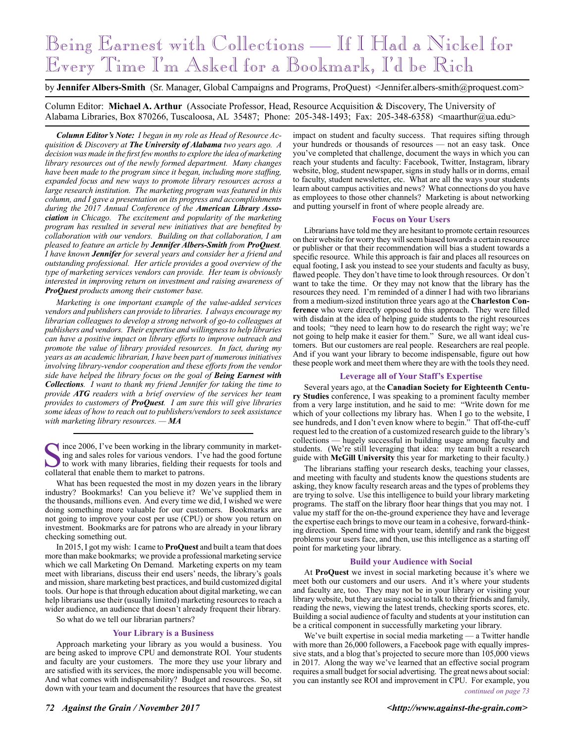// Being Earnest with Collections — If I Had a Nickel for Every Time I'm Asked for a Bookmark, I'd be Rich

by **Jennifer Albers-Smith** (Sr. Manager, Global Campaigns and Programs, ProQuest) <Jennifer.albers-smith@proquest.com>

Column Editor: **Michael A. Arthur** (Associate Professor, Head, Resource Acquisition & Discovery, The University of Alabama Libraries, Box 870266, Tuscaloosa, AL 35487; Phone: 205-348-1493; Fax: 205-348-6358) <maarthur@ua.edu>

***Column Editor's Note:*** *I began in my role as Head of Resource Acquisition & Discovery at **The University of Alabama** two years ago. A decision was made in the first few months to explore the idea of marketing library resources out of the newly formed department. Many changes have been made to the program since it began, including more staffing, expanded focus and new ways to promote library resources across a large research institution. The marketing program was featured in this column, and I gave a presentation on its progress and accomplishments during the 2017 Annual Conference of the **American Library Association** in Chicago. The excitement and popularity of the marketing program has resulted in several new initiatives that are benefited by collaboration with our vendors. Building on that collaboration, I am pleased to feature an article by **Jennifer Albers-Smith** from **ProQuest**. I have known **Jennifer** for several years and consider her a friend and outstanding professional. Her article provides a good overview of the type of marketing services vendors can provide. Her team is obviously interested in improving return on investment and raising awareness of **ProQuest** products among their customer base.*

*Marketing is one important example of the value-added services vendors and publishers can provide to libraries. I always encourage my librarian colleagues to develop a strong network of go-to colleagues at publishers and vendors. Their expertise and willingness to help libraries can have a positive impact on library efforts to improve outreach and promote the value of library provided resources. In fact, during my years as an academic librarian, I have been part of numerous initiatives involving library-vendor cooperation and these efforts from the vendor side have helped the library focus on the goal of **Being Earnest with Collections**. I want to thank my friend Jennifer for taking the time to provide **ATG** readers with a brief overview of the services her team provides to customers of **ProQuest**. I am sure this will give libraries some ideas of how to reach out to publishers/vendors to seek assistance with marketing library resources. — **MA***

---

Since 2006, I've been working in the library community in marketing and sales roles for various vendors. I've had the good fortune to work with many libraries, fielding their requests for tools and collateral that enable them to market to patrons.

What has been requested the most in my dozen years in the library industry? Bookmarks! Can you believe it? We've supplied them in the thousands, millions even. And every time we did, I wished we were doing something more valuable for our customers. Bookmarks are not going to improve your cost per use (CPU) or show you return on investment. Bookmarks are for patrons who are already in your library checking something out.

In 2015, I got my wish: I came to **ProQuest** and built a team that does more than make bookmarks; we provide a professional marketing service which we call Marketing On Demand. Marketing experts on my team meet with librarians, discuss their end users' needs, the library's goals and mission, share marketing best practices, and build customized digital tools. Our hope is that through education about digital marketing, we can help librarians use their (usually limited) marketing resources to reach a wider audience, an audience that doesn't already frequent their library.

So what do we tell our librarian partners?

### Your Library is a Business

Approach marketing your library as you would a business. You are being asked to improve CPU and demonstrate ROI. Your students and faculty are your customers. The more they use your library and are satisfied with its services, the more indispensable you will become. And what comes with indispensability? Budget and resources. So, sit down with your team and document the resources that have the greatest impact on student and faculty success. That requires sifting through your hundreds or thousands of resources — not an easy task. Once you've completed that challenge, document the ways in which you can reach your students and faculty: Facebook, Twitter, Instagram, library website, blog, student newspaper, signs in study halls or in dorms, email to faculty, student newsletter, etc. What are all the ways your students learn about campus activities and news? What connections do you have as employees to those other channels? Marketing is about networking and putting yourself in front of where people already are.

### Focus on Your Users

Librarians have told me they are hesitant to promote certain resources on their website for worry they will seem biased towards a certain resource or publisher or that their recommendation will bias a student towards a specific resource. While this approach is fair and places all resources on equal footing, I ask you instead to see your students and faculty as busy, flawed people. They don't have time to look through resources. Or don't want to take the time. Or they may not know that the library has the resources they need. I'm reminded of a dinner I had with two librarians from a medium-sized institution three years ago at the **Charleston Conference** who were directly opposed to this approach. They were filled with disdain at the idea of helping guide students to the right resources and tools; "they need to learn how to do research the right way; we're not going to help make it easier for them." Sure, we all want ideal customers. But our customers are real people. Researchers are real people. And if you want your library to become indispensable, figure out how these people work and meet them where they are with the tools they need.

### Leverage all of Your Staff's Expertise

Several years ago, at the **Canadian Society for Eighteenth Century Studies** conference, I was speaking to a prominent faculty member from a very large institution, and he said to me: "Write down for me which of your collections my library has. When I go to the website, I see hundreds, and I don't even know where to begin." That off-the-cuff request led to the creation of a customized research guide to the library's collections — hugely successful in building usage among faculty and students. (We're still leveraging that idea: my team built a research guide with **McGill University** this year for marketing to their faculty.)

The librarians staffing your research desks, teaching your classes, and meeting with faculty and students know the questions students are asking, they know faculty research areas and the types of problems they are trying to solve. Use this intelligence to build your library marketing programs. The staff on the library floor hear things that you may not. I value my staff for the on-the-ground experience they have and leverage the expertise each brings to move our team in a cohesive, forward-thinking direction. Spend time with your team, identify and rank the biggest problems your users face, and then, use this intelligence as a starting off point for marketing your library.

### Build your Audience with Social

At **ProQuest** we invest in social marketing because it's where we meet both our customers and our users. And it's where your students and faculty are, too. They may not be in your library or visiting your library website, but they are using social to talk to their friends and family, reading the news, viewing the latest trends, checking sports scores, etc. Building a social audience of faculty and students at your institution can be a critical component in successfully marketing your library.

We've built expertise in social media marketing — a Twitter handle with more than 26,000 followers, a Facebook page with equally impressive stats, and a blog that's projected to secure more than 105,000 views in 2017. Along the way we've learned that an effective social program requires a small budget for social advertising. The great news about social: you can instantly see ROI and improvement in CPU. For example, you

*continued on page 73*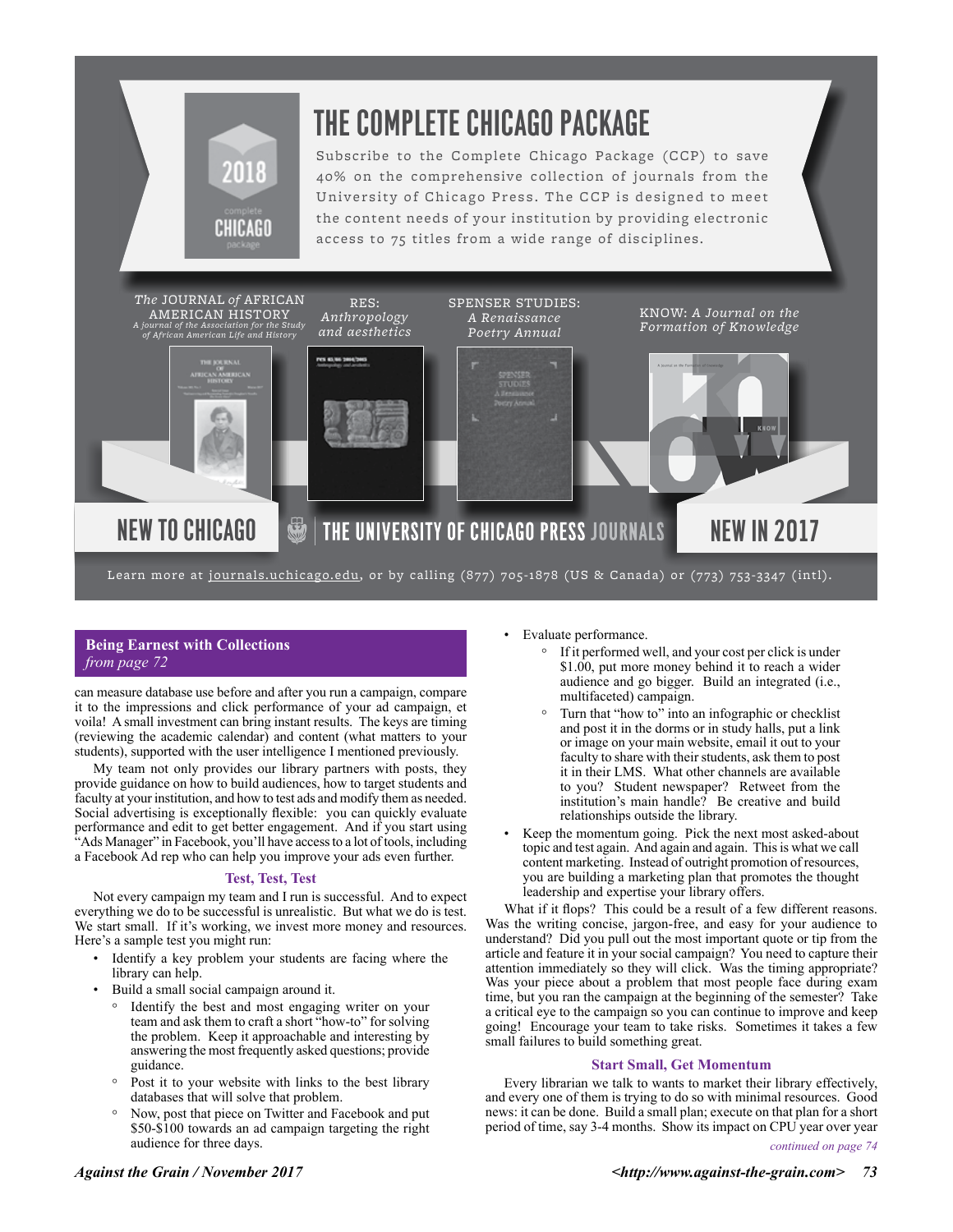# THE COMPLETE CHICAGO PACKAGE

Subscribe to the Complete Chicago Package (CCP) to save 40% on the comprehensive collection of journals from the University of Chicago Press. The CCP is designed to meet the content needs of your institution by providing electronic access to 75 titles from a wide range of disciplines.

*The* JOURNAL *of* AFRICAN AMERICAN HISTORY — *A journal of the Association for the Study of African American Life and History*

RES: *Anthropology and aesthetics*

SPENSER STUDIES: *A Renaissance Poetry Annual*

KNOW: *A Journal on the Formation of Knowledge*

NEW TO CHICAGO — THE UNIVERSITY OF CHICAGO PRESS JOURNALS — NEW IN 2017

Learn more at journals.uchicago.edu, or by calling (877) 705-1878 (US & Canada) or (773) 753-3347 (intl).

---

**Being Earnest with Collections**
*from page 72*

can measure database use before and after you run a campaign, compare it to the impressions and click performance of your ad campaign, et voila! A small investment can bring instant results. The keys are timing (reviewing the academic calendar) and content (what matters to your students), supported with the user intelligence I mentioned previously.

My team not only provides our library partners with posts, they provide guidance on how to build audiences, how to target students and faculty at your institution, and how to test ads and modify them as needed. Social advertising is exceptionally flexible: you can quickly evaluate performance and edit to get better engagement. And if you start using "Ads Manager" in Facebook, you'll have access to a lot of tools, including a Facebook Ad rep who can help you improve your ads even further.

### Test, Test, Test

Not every campaign my team and I run is successful. And to expect everything we do to be successful is unrealistic. But what we do is test. We start small. If it's working, we invest more money and resources. Here's a sample test you might run:

- Identify a key problem your students are facing where the library can help.
- Build a small social campaign around it.
  - Identify the best and most engaging writer on your team and ask them to craft a short "how-to" for solving the problem. Keep it approachable and interesting by answering the most frequently asked questions; provide guidance.
  - Post it to your website with links to the best library databases that will solve that problem.
  - Now, post that piece on Twitter and Facebook and put $50-$100 towards an ad campaign targeting the right audience for three days.
- Evaluate performance.
  - If it performed well, and your cost per click is under $1.00, put more money behind it to reach a wider audience and go bigger. Build an integrated (i.e., multifaceted) campaign.
  - Turn that "how to" into an infographic or checklist and post it in the dorms or in study halls, put a link or image on your main website, email it out to your faculty to share with their students, ask them to post it in their LMS. What other channels are available to you? Student newspaper? Retweet from the institution's main handle? Be creative and build relationships outside the library.
- Keep the momentum going. Pick the next most asked-about topic and test again. And again and again. This is what we call content marketing. Instead of outright promotion of resources, you are building a marketing plan that promotes the thought leadership and expertise your library offers.

What if it flops? This could be a result of a few different reasons. Was the writing concise, jargon-free, and easy for your audience to understand? Did you pull out the most important quote or tip from the article and feature it in your social campaign? You need to capture their attention immediately so they will click. Was the timing appropriate? Was your piece about a problem that most people face during exam time, but you ran the campaign at the beginning of the semester? Take a critical eye to the campaign so you can continue to improve and keep going! Encourage your team to take risks. Sometimes it takes a few small failures to build something great.

### Start Small, Get Momentum

Every librarian we talk to wants to market their library effectively, and every one of them is trying to do so with minimal resources. Good news: it can be done. Build a small plan; execute on that plan for a short period of time, say 3-4 months. Show its impact on CPU year over year

*continued on page 74*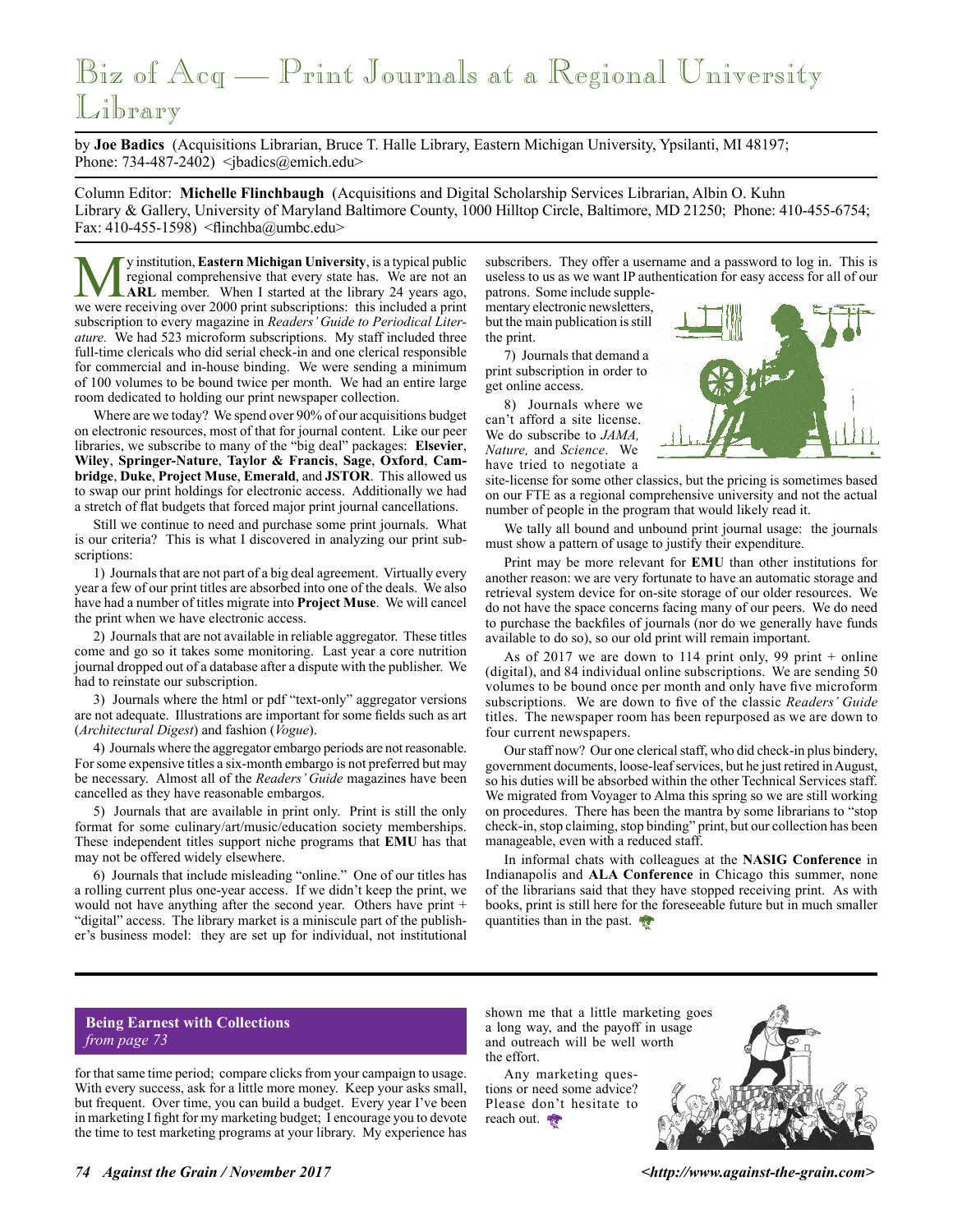# Biz of Acq — Print Journals at a Regional University Library

by **Joe Badics** (Acquisitions Librarian, Bruce T. Halle Library, Eastern Michigan University, Ypsilanti, MI 48197; Phone: 734-487-2402) <jbadics@emich.edu>

Column Editor: **Michelle Flinchbaugh** (Acquisitions and Digital Scholarship Services Librarian, Albin O. Kuhn Library & Gallery, University of Maryland Baltimore County, 1000 Hilltop Circle, Baltimore, MD 21250; Phone: 410-455-6754; Fax: 410-455-1598) <flinchba@umbc.edu>

My institution, **Eastern Michigan University**, is a typical public regional comprehensive that every state has. We are not an **ARL** member. When I started at the library 24 years ago, we were receiving over 2000 print subscriptions: this included a print subscription to every magazine in *Readers' Guide to Periodical Literature.* We had 523 microform subscriptions. My staff included three full-time clericals who did serial check-in and one clerical responsible for commercial and in-house binding. We were sending a minimum of 100 volumes to be bound twice per month. We had an entire large room dedicated to holding our print newspaper collection.

Where are we today? We spend over 90% of our acquisitions budget on electronic resources, most of that for journal content. Like our peer libraries, we subscribe to many of the "big deal" packages: **Elsevier**, **Wiley**, **Springer-Nature**, **Taylor & Francis**, **Sage**, **Oxford**, **Cambridge**, **Duke**, **Project Muse**, **Emerald**, and **JSTOR**. This allowed us to swap our print holdings for electronic access. Additionally we had a stretch of flat budgets that forced major print journal cancellations.

Still we continue to need and purchase some print journals. What is our criteria? This is what I discovered in analyzing our print subscriptions:

1) Journals that are not part of a big deal agreement. Virtually every year a few of our print titles are absorbed into one of the deals. We also have had a number of titles migrate into **Project Muse**. We will cancel the print when we have electronic access.

2) Journals that are not available in reliable aggregator. These titles come and go so it takes some monitoring. Last year a core nutrition journal dropped out of a database after a dispute with the publisher. We had to reinstate our subscription.

3) Journals where the html or pdf "text-only" aggregator versions are not adequate. Illustrations are important for some fields such as art (*Architectural Digest*) and fashion (*Vogue*).

4) Journals where the aggregator embargo periods are not reasonable. For some expensive titles a six-month embargo is not preferred but may be necessary. Almost all of the *Readers' Guide* magazines have been cancelled as they have reasonable embargos.

5) Journals that are available in print only. Print is still the only format for some culinary/art/music/education society memberships. These independent titles support niche programs that **EMU** has that may not be offered widely elsewhere.

6) Journals that include misleading "online." One of our titles has a rolling current plus one-year access. If we didn't keep the print, we would not have anything after the second year. Others have print + "digital" access. The library market is a miniscule part of the publisher's business model: they are set up for individual, not institutional subscribers. They offer a username and a password to log in. This is useless to us as we want IP authentication for easy access for all of our patrons. Some include supplementary electronic newsletters, but the main publication is still the print.

7) Journals that demand a print subscription in order to get online access.

8) Journals where we can't afford a site license. We do subscribe to *JAMA, Nature,* and *Science*. We have tried to negotiate a site-license for some other classics, but the pricing is sometimes based on our FTE as a regional comprehensive university and not the actual number of people in the program that would likely read it.

We tally all bound and unbound print journal usage: the journals must show a pattern of usage to justify their expenditure.

Print may be more relevant for **EMU** than other institutions for another reason: we are very fortunate to have an automatic storage and retrieval system device for on-site storage of our older resources. We do not have the space concerns facing many of our peers. We do need to purchase the backfiles of journals (nor do we generally have funds available to do so), so our old print will remain important.

As of 2017 we are down to 114 print only, 99 print + online (digital), and 84 individual online subscriptions. We are sending 50 volumes to be bound once per month and only have five microform subscriptions. We are down to five of the classic *Readers' Guide* titles. The newspaper room has been repurposed as we are down to four current newspapers.

Our staff now? Our one clerical staff, who did check-in plus bindery, government documents, loose-leaf services, but he just retired in August, so his duties will be absorbed within the other Technical Services staff. We migrated from Voyager to Alma this spring so we are still working on procedures. There has been the mantra by some librarians to "stop check-in, stop claiming, stop binding" print, but our collection has been manageable, even with a reduced staff.

In informal chats with colleagues at the **NASIG Conference** in Indianapolis and **ALA Conference** in Chicago this summer, none of the librarians said that they have stopped receiving print. As with books, print is still here for the foreseeable future but in much smaller quantities than in the past.

---

**Being Earnest with Collections**
*from page 73*

for that same time period; compare clicks from your campaign to usage. With every success, ask for a little more money. Keep your asks small, but frequent. Over time, you can build a budget. Every year I've been in marketing I fight for my marketing budget; I encourage you to devote the time to test marketing programs at your library. My experience has shown me that a little marketing goes a long way, and the payoff in usage and outreach will be well worth the effort.

Any marketing questions or need some advice? Please don't hesitate to reach out.